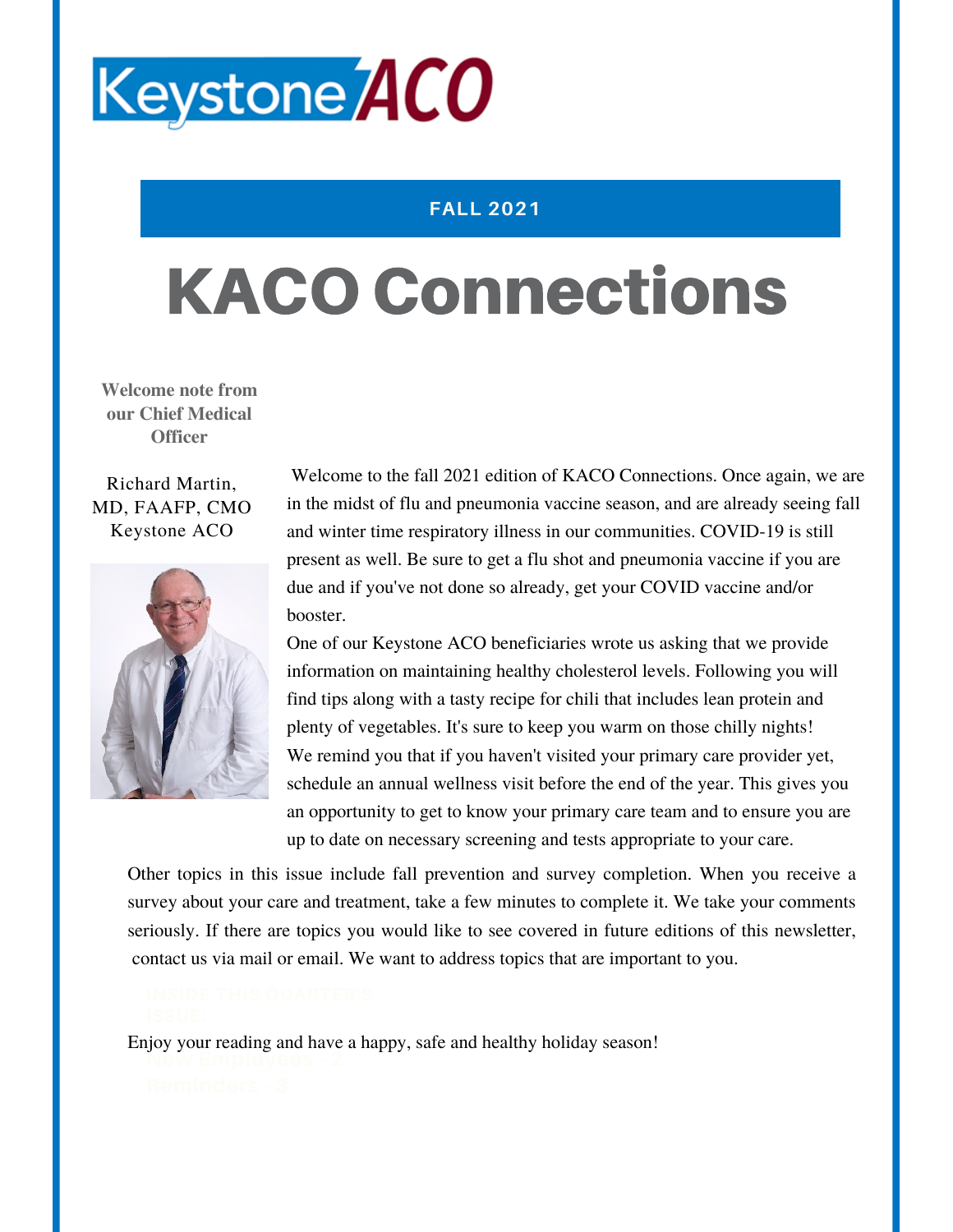Keystone ACO

**FALL 2021**

# KACO Connections

**Welcome note from our Chief Medical Officer**

Richard Martin, MD, FAAFP, CMO
Keystone ACO

Welcome to the fall 2021 edition of KACO Connections. Once again, we are in the midst of flu and pneumonia vaccine season, and are already seeing fall and winter time respiratory illness in our communities. COVID-19 is still present as well. Be sure to get a flu shot and pneumonia vaccine if you are due and if you've not done so already, get your COVID vaccine and/or booster.

One of our Keystone ACO beneficiaries wrote us asking that we provide information on maintaining healthy cholesterol levels. Following you will find tips along with a tasty recipe for chili that includes lean protein and plenty of vegetables. It's sure to keep you warm on those chilly nights!

We remind you that if you haven't visited your primary care provider yet, schedule an annual wellness visit before the end of the year. This gives you an opportunity to get to know your primary care team and to ensure you are up to date on necessary screening and tests appropriate to your care.

Other topics in this issue include fall prevention and survey completion. When you receive a survey about your care and treatment, take a few minutes to complete it. We take your comments seriously. If there are topics you would like to see covered in future editions of this newsletter, contact us via mail or email. We want to address topics that are important to you.

Enjoy your reading and have a happy, safe and healthy holiday season!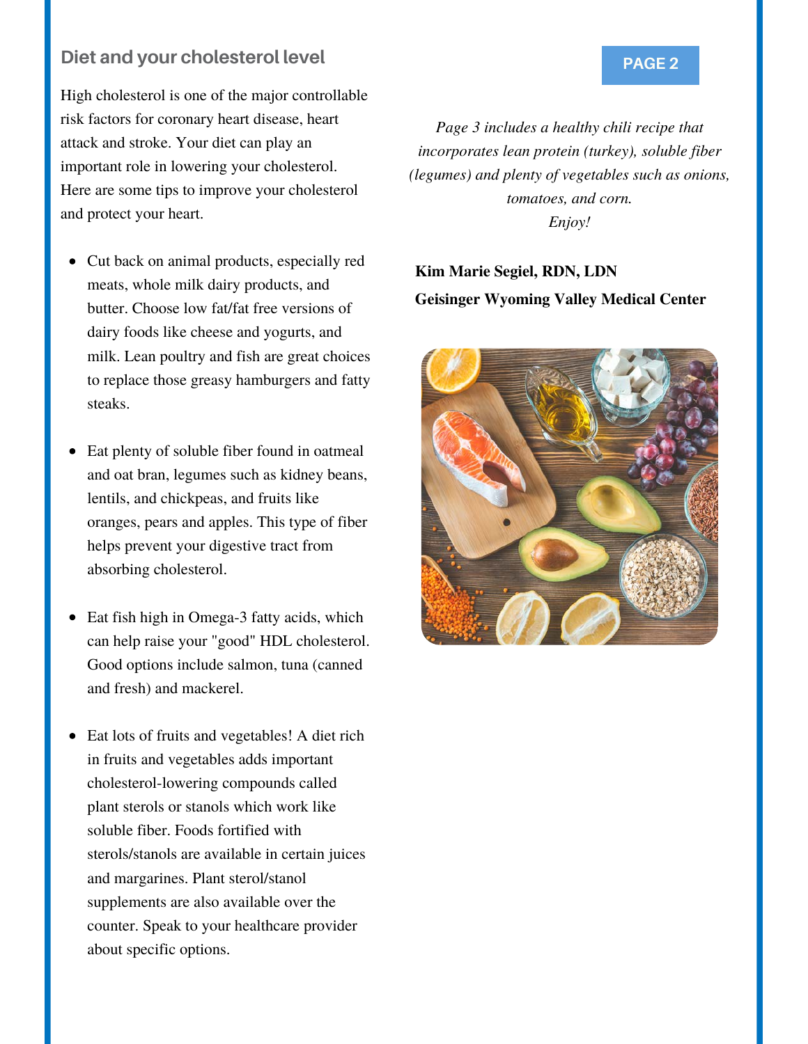## Diet and your cholesterol level

High cholesterol is one of the major controllable risk factors for coronary heart disease, heart attack and stroke. Your diet can play an important role in lowering your cholesterol. Here are some tips to improve your cholesterol and protect your heart.

- Cut back on animal products, especially red meats, whole milk dairy products, and butter. Choose low fat/fat free versions of dairy foods like cheese and yogurts, and milk. Lean poultry and fish are great choices to replace those greasy hamburgers and fatty steaks.
- Eat plenty of soluble fiber found in oatmeal and oat bran, legumes such as kidney beans, lentils, and chickpeas, and fruits like oranges, pears and apples. This type of fiber helps prevent your digestive tract from absorbing cholesterol.
- Eat fish high in Omega-3 fatty acids, which can help raise your "good" HDL cholesterol. Good options include salmon, tuna (canned and fresh) and mackerel.
- Eat lots of fruits and vegetables! A diet rich in fruits and vegetables adds important cholesterol-lowering compounds called plant sterols or stanols which work like soluble fiber. Foods fortified with sterols/stanols are available in certain juices and margarines. Plant sterol/stanol supplements are also available over the counter. Speak to your healthcare provider about specific options.

*Page 3 includes a healthy chili recipe that incorporates lean protein (turkey), soluble fiber (legumes) and plenty of vegetables such as onions, tomatoes, and corn.*
*Enjoy!*

**Kim Marie Segiel, RDN, LDN**
**Geisinger Wyoming Valley Medical Center**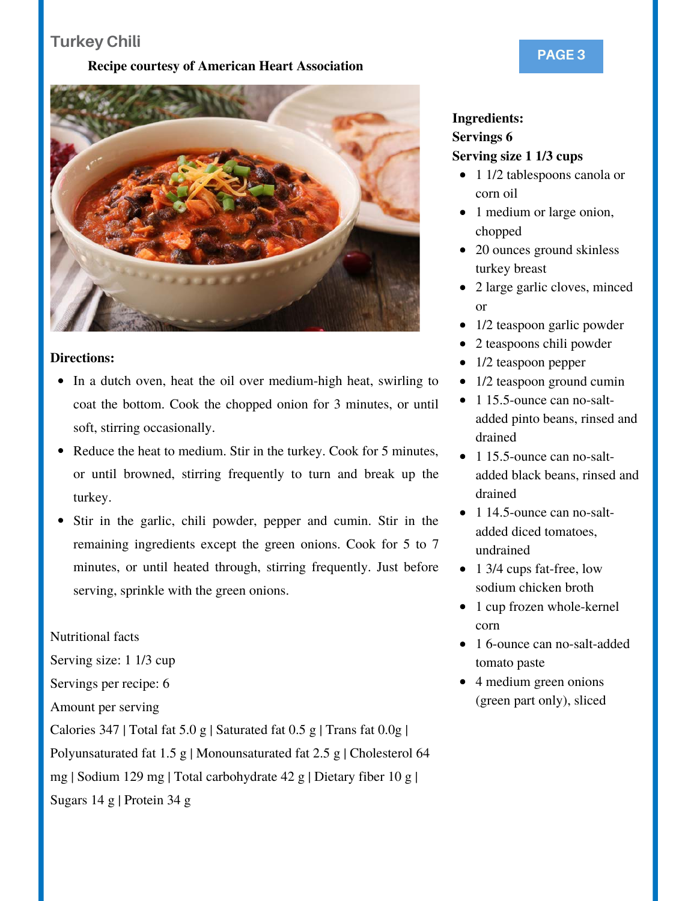# Turkey Chili

**Recipe courtesy of American Heart Association**

**Ingredients:**
**Servings 6**
**Serving size 1 1/3 cups**

- 1 1/2 tablespoons canola or corn oil
- 1 medium or large onion, chopped
- 20 ounces ground skinless turkey breast
- 2 large garlic cloves, minced or
- 1/2 teaspoon garlic powder
- 2 teaspoons chili powder
- 1/2 teaspoon pepper
- 1/2 teaspoon ground cumin
- 1 15.5-ounce can no-salt-added pinto beans, rinsed and drained
- 1 15.5-ounce can no-salt-added black beans, rinsed and drained
- 1 14.5-ounce can no-salt-added diced tomatoes, undrained
- 1 3/4 cups fat-free, low sodium chicken broth
- 1 cup frozen whole-kernel corn
- 1 6-ounce can no-salt-added tomato paste
- 4 medium green onions (green part only), sliced

**Directions:**

- In a dutch oven, heat the oil over medium-high heat, swirling to coat the bottom. Cook the chopped onion for 3 minutes, or until soft, stirring occasionally.
- Reduce the heat to medium. Stir in the turkey. Cook for 5 minutes, or until browned, stirring frequently to turn and break up the turkey.
- Stir in the garlic, chili powder, pepper and cumin. Stir in the remaining ingredients except the green onions. Cook for 5 to 7 minutes, or until heated through, stirring frequently. Just before serving, sprinkle with the green onions.

Nutritional facts
Serving size: 1 1/3 cup
Servings per recipe: 6
Amount per serving
Calories 347 | Total fat 5.0 g | Saturated fat 0.5 g | Trans fat 0.0g | Polyunsaturated fat 1.5 g | Monounsaturated fat 2.5 g | Cholesterol 64 mg | Sodium 129 mg | Total carbohydrate 42 g | Dietary fiber 10 g | Sugars 14 g | Protein 34 g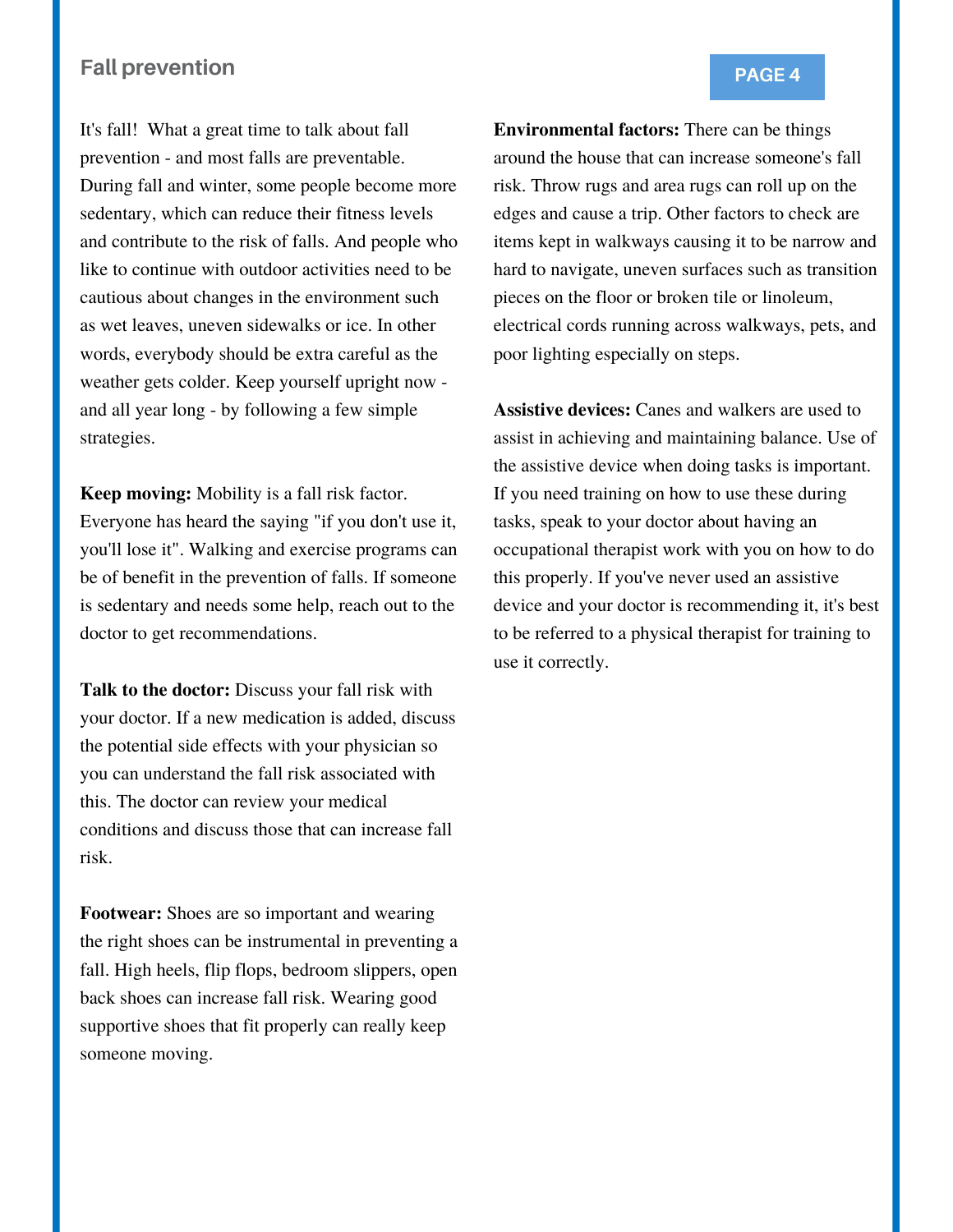## Fall prevention

It's fall!  What a great time to talk about fall prevention - and most falls are preventable. During fall and winter, some people become more sedentary, which can reduce their fitness levels and contribute to the risk of falls. And people who like to continue with outdoor activities need to be cautious about changes in the environment such as wet leaves, uneven sidewalks or ice. In other words, everybody should be extra careful as the weather gets colder. Keep yourself upright now - and all year long - by following a few simple strategies.

**Keep moving:** Mobility is a fall risk factor. Everyone has heard the saying "if you don't use it, you'll lose it". Walking and exercise programs can be of benefit in the prevention of falls. If someone is sedentary and needs some help, reach out to the doctor to get recommendations.

**Talk to the doctor:** Discuss your fall risk with your doctor. If a new medication is added, discuss the potential side effects with your physician so you can understand the fall risk associated with this. The doctor can review your medical conditions and discuss those that can increase fall risk.

**Footwear:** Shoes are so important and wearing the right shoes can be instrumental in preventing a fall. High heels, flip flops, bedroom slippers, open back shoes can increase fall risk. Wearing good supportive shoes that fit properly can really keep someone moving.

**Environmental factors:** There can be things around the house that can increase someone's fall risk. Throw rugs and area rugs can roll up on the edges and cause a trip. Other factors to check are items kept in walkways causing it to be narrow and hard to navigate, uneven surfaces such as transition pieces on the floor or broken tile or linoleum, electrical cords running across walkways, pets, and poor lighting especially on steps.

**Assistive devices:** Canes and walkers are used to assist in achieving and maintaining balance. Use of the assistive device when doing tasks is important. If you need training on how to use these during tasks, speak to your doctor about having an occupational therapist work with you on how to do this properly. If you've never used an assistive device and your doctor is recommending it, it's best to be referred to a physical therapist for training to use it correctly.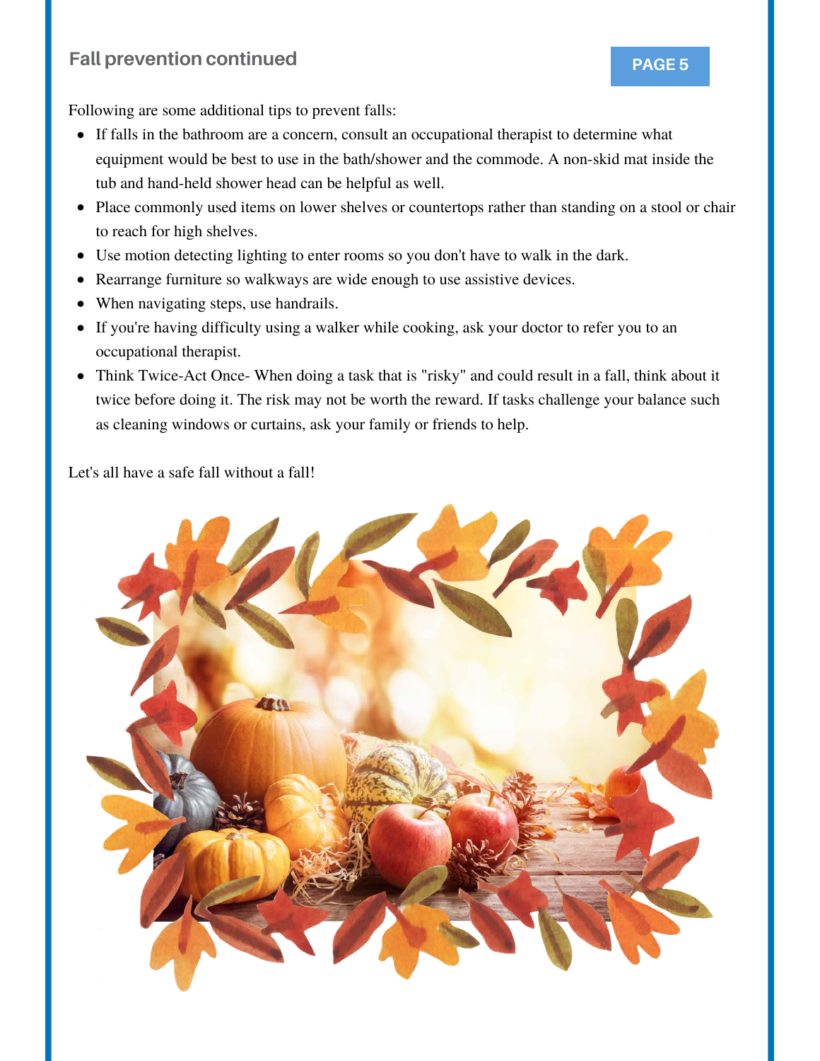## Fall prevention continued

Following are some additional tips to prevent falls:

- If falls in the bathroom are a concern, consult an occupational therapist to determine what equipment would be best to use in the bath/shower and the commode. A non-skid mat inside the tub and hand-held shower head can be helpful as well.
- Place commonly used items on lower shelves or countertops rather than standing on a stool or chair to reach for high shelves.
- Use motion detecting lighting to enter rooms so you don't have to walk in the dark.
- Rearrange furniture so walkways are wide enough to use assistive devices.
- When navigating steps, use handrails.
- If you're having difficulty using a walker while cooking, ask your doctor to refer you to an occupational therapist.
- Think Twice-Act Once- When doing a task that is "risky" and could result in a fall, think about it twice before doing it. The risk may not be worth the reward. If tasks challenge your balance such as cleaning windows or curtains, ask your family or friends to help.

Let's all have a safe fall without a fall!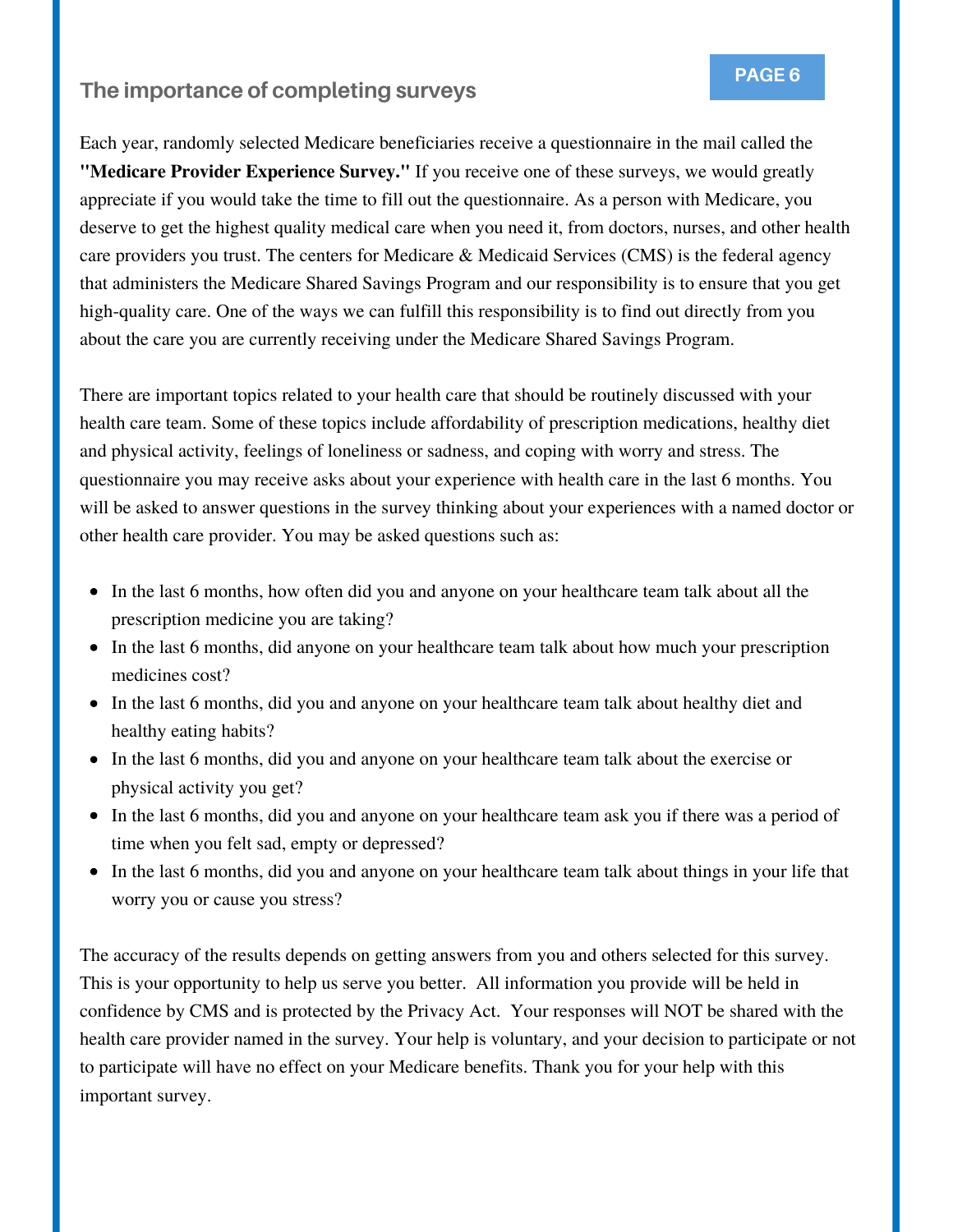## The importance of completing surveys

Each year, randomly selected Medicare beneficiaries receive a questionnaire in the mail called the **"Medicare Provider Experience Survey."** If you receive one of these surveys, we would greatly appreciate if you would take the time to fill out the questionnaire. As a person with Medicare, you deserve to get the highest quality medical care when you need it, from doctors, nurses, and other health care providers you trust. The centers for Medicare & Medicaid Services (CMS) is the federal agency that administers the Medicare Shared Savings Program and our responsibility is to ensure that you get high-quality care. One of the ways we can fulfill this responsibility is to find out directly from you about the care you are currently receiving under the Medicare Shared Savings Program.

There are important topics related to your health care that should be routinely discussed with your health care team. Some of these topics include affordability of prescription medications, healthy diet and physical activity, feelings of loneliness or sadness, and coping with worry and stress. The questionnaire you may receive asks about your experience with health care in the last 6 months. You will be asked to answer questions in the survey thinking about your experiences with a named doctor or other health care provider. You may be asked questions such as:

- In the last 6 months, how often did you and anyone on your healthcare team talk about all the prescription medicine you are taking?
- In the last 6 months, did anyone on your healthcare team talk about how much your prescription medicines cost?
- In the last 6 months, did you and anyone on your healthcare team talk about healthy diet and healthy eating habits?
- In the last 6 months, did you and anyone on your healthcare team talk about the exercise or physical activity you get?
- In the last 6 months, did you and anyone on your healthcare team ask you if there was a period of time when you felt sad, empty or depressed?
- In the last 6 months, did you and anyone on your healthcare team talk about things in your life that worry you or cause you stress?

The accuracy of the results depends on getting answers from you and others selected for this survey. This is your opportunity to help us serve you better. All information you provide will be held in confidence by CMS and is protected by the Privacy Act. Your responses will NOT be shared with the health care provider named in the survey. Your help is voluntary, and your decision to participate or not to participate will have no effect on your Medicare benefits. Thank you for your help with this important survey.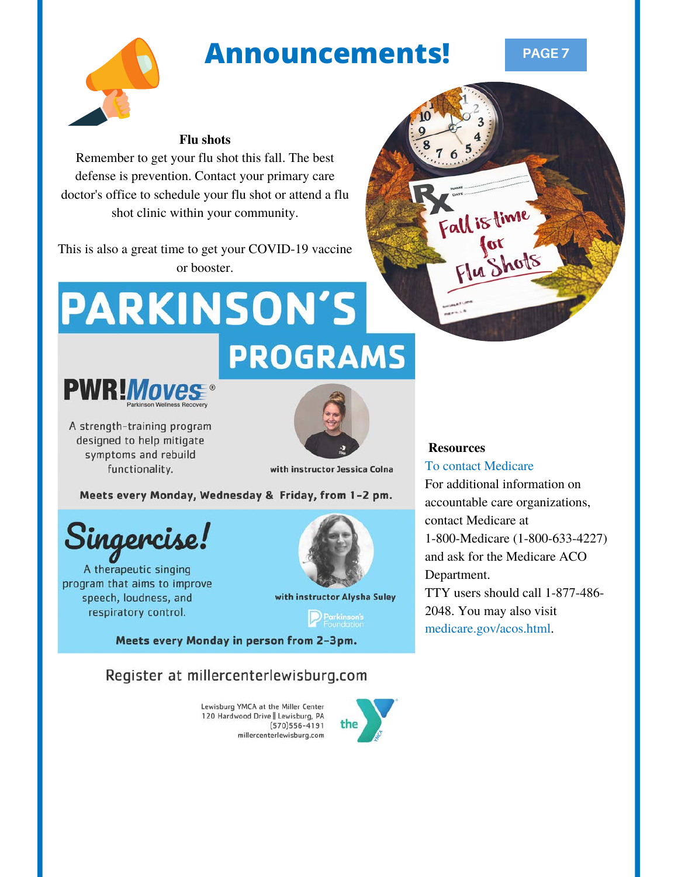# Announcements!

PAGE 7

**Flu shots**

Remember to get your flu shot this fall. The best defense is prevention. Contact your primary care doctor's office to schedule your flu shot or attend a flu shot clinic within your community.

This is also a great time to get your COVID-19 vaccine or booster.

Rx Fall is time for Flu Shots

# PARKINSON'S PROGRAMS

## PWR!Moves®

Parkinson Wellness Recovery

A strength-training program designed to help mitigate symptoms and rebuild functionality.

with instructor Jessica Colna

**Meets every Monday, Wednesday & Friday, from 1-2 pm.**

## Singercise!

A therapeutic singing program that aims to improve speech, loudness, and respiratory control.

with instructor Alysha Suley

Parkinson's Foundation

**Meets every Monday in person from 2-3pm.**

Register at millercenterlewisburg.com

Lewisburg YMCA at the Miller Center
120 Hardwood Drive || Lewisburg, PA
(570)556-4191
millercenterlewisburg.com

the Y

**Resources**

To contact Medicare

For additional information on accountable care organizations, contact Medicare at 1-800-Medicare (1-800-633-4227) and ask for the Medicare ACO Department.

TTY users should call 1-877-486-2048. You may also visit medicare.gov/acos.html.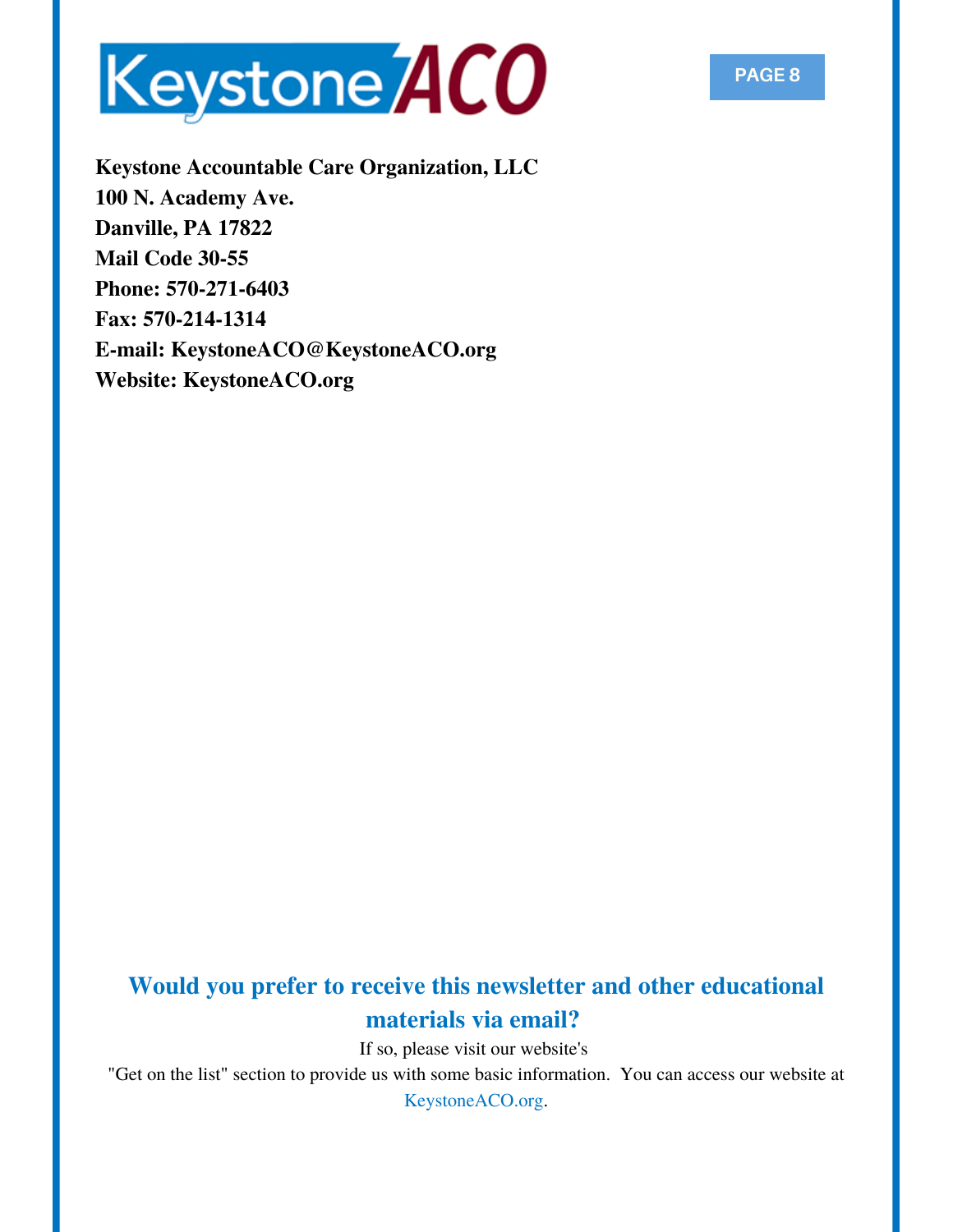**Keystone Accountable Care Organization, LLC**
**100 N. Academy Ave.**
**Danville, PA 17822**
**Mail Code 30-55**
**Phone: 570-271-6403**
**Fax: 570-214-1314**
**E-mail: KeystoneACO@KeystoneACO.org**
**Website: KeystoneACO.org**

## Would you prefer to receive this newsletter and other educational materials via email?

If so, please visit our website's "Get on the list" section to provide us with some basic information. You can access our website at KeystoneACO.org.